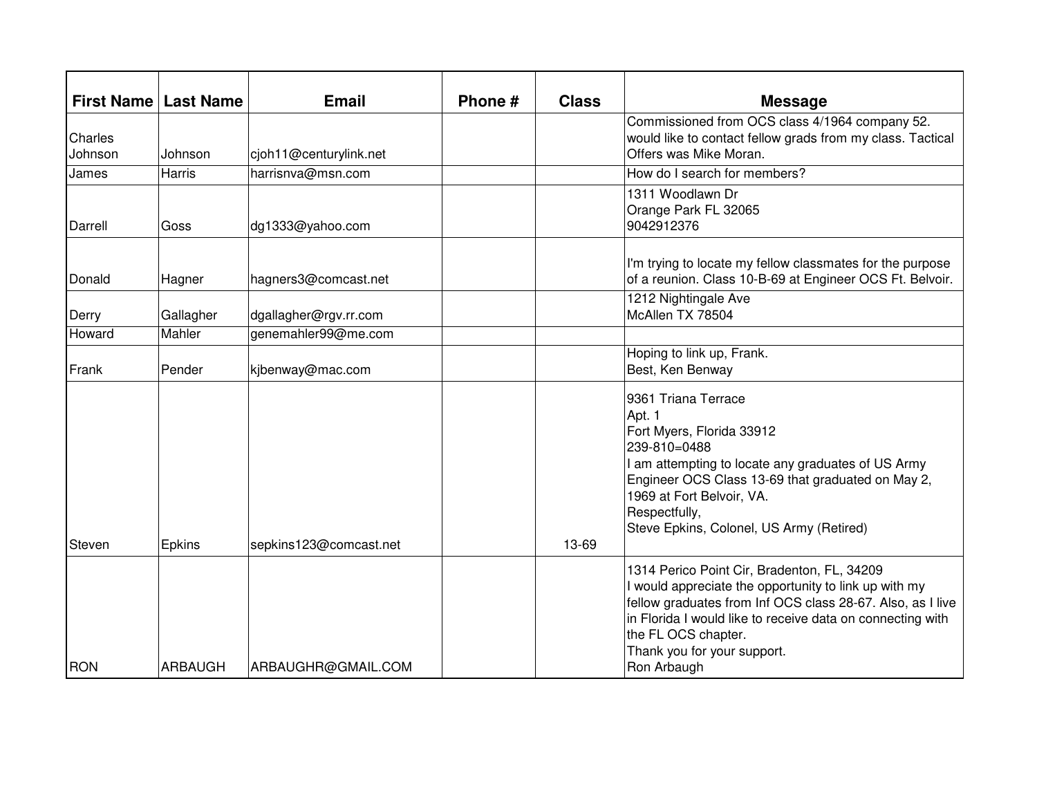| First Name | Last Name | Email | Phone # | Class | Message |
|---|---|---|---|---|---|
| Charles Johnson | Johnson | cjoh11@centurylink.net | | | Commissioned from OCS class 4/1964 company 52. would like to contact fellow grads from my class. Tactical Offers was Mike Moran. |
| James | Harris | harrisnva@msn.com | | | How do I search for members? |
| Darrell | Goss | dg1333@yahoo.com | | | 1311 Woodlawn Dr<br>Orange Park FL 32065<br>9042912376 |
| Donald | Hagner | hagners3@comcast.net | | | I'm trying to locate my fellow classmates for the purpose of a reunion. Class 10-B-69 at Engineer OCS Ft. Belvoir. |
| Derry | Gallagher | dgallagher@rgv.rr.com | | | 1212 Nightingale Ave<br>McAllen TX 78504 |
| Howard | Mahler | genemahler99@me.com | | | |
| Frank | Pender | kjbenway@mac.com | | | Hoping to link up, Frank.<br>Best, Ken Benway |
| Steven | Epkins | sepkins123@comcast.net | | 13-69 | 9361 Triana Terrace<br>Apt. 1<br>Fort Myers, Florida 33912<br>239-810=0488<br>I am attempting to locate any graduates of US Army Engineer OCS Class 13-69 that graduated on May 2, 1969 at Fort Belvoir, VA.<br>Respectfully,<br>Steve Epkins, Colonel, US Army (Retired) |
| RON | ARBAUGH | ARBAUGHR@GMAIL.COM | | | 1314 Perico Point Cir, Bradenton, FL, 34209<br>I would appreciate the opportunity to link up with my fellow graduates from Inf OCS class 28-67. Also, as I live in Florida I would like to receive data on connecting with the FL OCS chapter.<br>Thank you for your support.<br>Ron Arbaugh |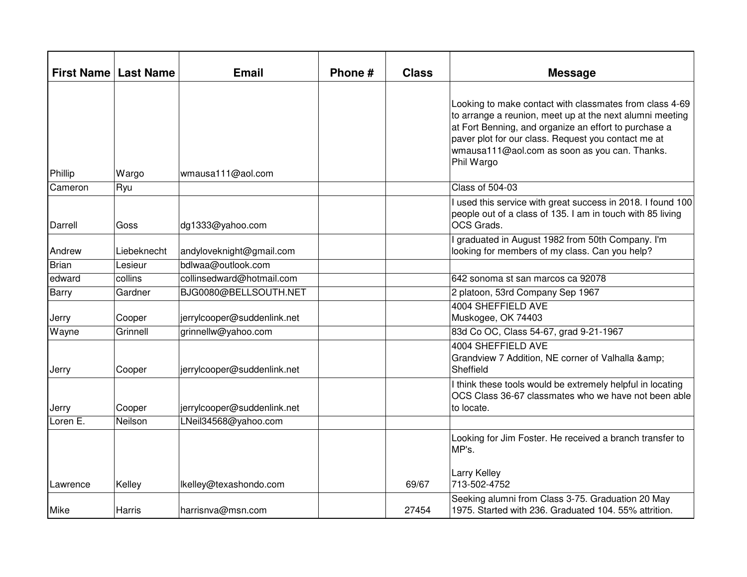| First Name | Last Name | Email | Phone # | Class | Message |
|---|---|---|---|---|---|
| Phillip | Wargo | wmausa111@aol.com | | | Looking to make contact with classmates from class 4-69 to arrange a reunion, meet up at the next alumni meeting at Fort Benning, and organize an effort to purchase a paver plot for our class. Request you contact me at wmausa111@aol.com as soon as you can. Thanks.<br>Phil Wargo |
| Cameron | Ryu | | | | Class of 504-03 |
| Darrell | Goss | dg1333@yahoo.com | | | I used this service with great success in 2018. I found 100 people out of a class of 135. I am in touch with 85 living OCS Grads. |
| Andrew | Liebeknecht | andyloveknight@gmail.com | | | I graduated in August 1982 from 50th Company. I'm looking for members of my class. Can you help? |
| Brian | Lesieur | bdlwaa@outlook.com | | | |
| edward | collins | collinsedward@hotmail.com | | | 642 sonoma st san marcos ca 92078 |
| Barry | Gardner | BJG0080@BELLSOUTH.NET | | | 2 platoon, 53rd Company Sep 1967 |
| Jerry | Cooper | jerrylcooper@suddenlink.net | | | 4004 SHEFFIELD AVE<br>Muskogee, OK 74403 |
| Wayne | Grinnell | grinnellw@yahoo.com | | | 83d Co OC, Class 54-67, grad 9-21-1967 |
| Jerry | Cooper | jerrylcooper@suddenlink.net | | | 4004 SHEFFIELD AVE<br>Grandview 7 Addition, NE corner of Valhalla &amp; Sheffield |
| Jerry | Cooper | jerrylcooper@suddenlink.net | | | I think these tools would be extremely helpful in locating OCS Class 36-67 classmates who we have not been able to locate. |
| Loren E. | Neilson | LNeil34568@yahoo.com | | | |
| Lawrence | Kelley | lkelley@texashondo.com | | 69/67 | Looking for Jim Foster. He received a branch transfer to MP's.<br><br>Larry Kelley<br>713-502-4752 |
| Mike | Harris | harrisnva@msn.com | | 27454 | Seeking alumni from Class 3-75. Graduation 20 May 1975. Started with 236. Graduated 104. 55% attrition. |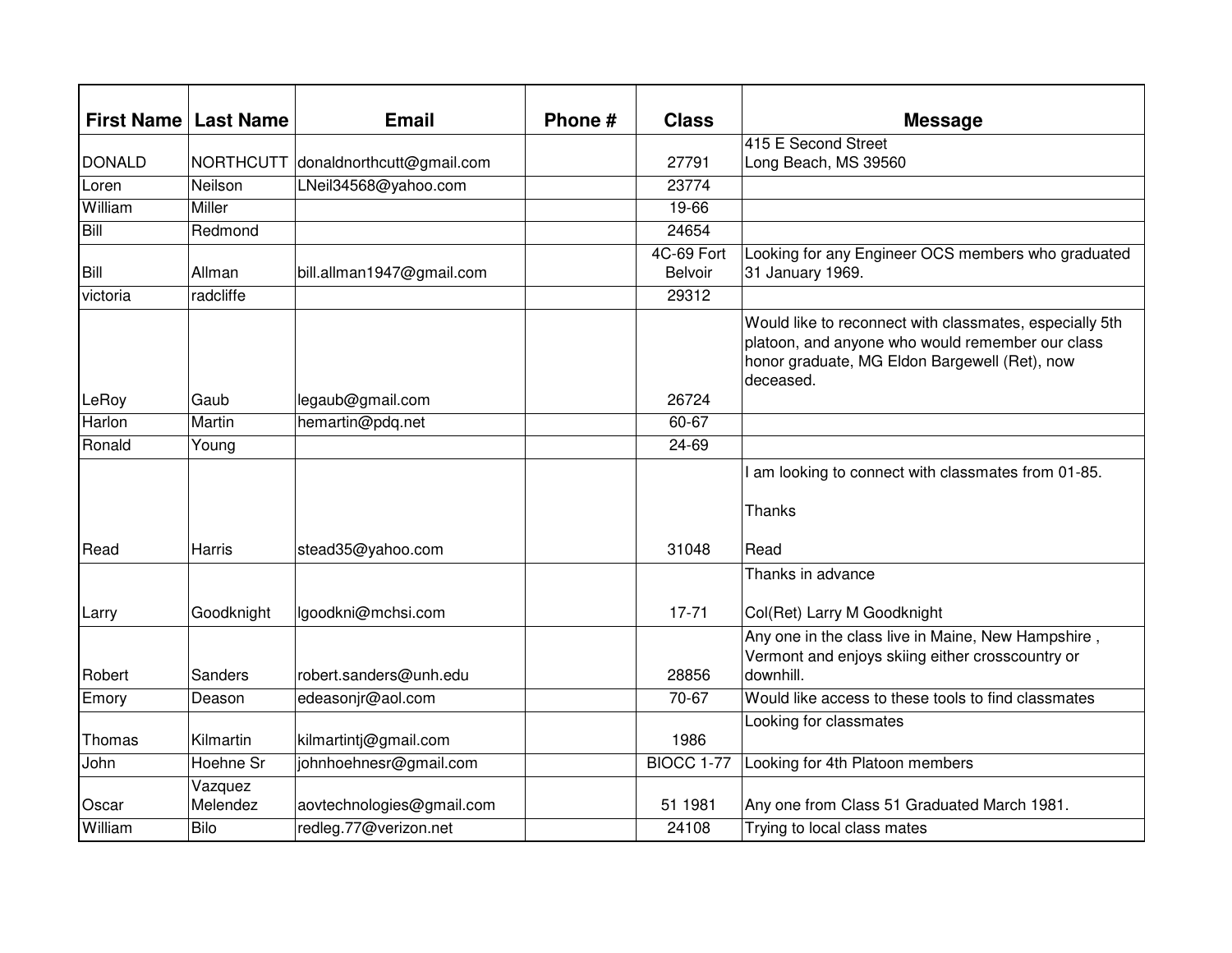| First Name | Last Name | Email | Phone # | Class | Message |
|---|---|---|---|---|---|
| DONALD | NORTHCUTT | donaldnorthcutt@gmail.com | | 27791 | 415 E Second Street<br>Long Beach, MS 39560 |
| Loren | Neilson | LNeil34568@yahoo.com | | 23774 | |
| William | Miller | | | 19-66 | |
| Bill | Redmond | | | 24654 | |
| Bill | Allman | bill.allman1947@gmail.com | | 4C-69 Fort Belvoir | Looking for any Engineer OCS members who graduated 31 January 1969. |
| victoria | radcliffe | | | 29312 | |
| LeRoy | Gaub | legaub@gmail.com | | 26724 | Would like to reconnect with classmates, especially 5th platoon, and anyone who would remember our class honor graduate, MG Eldon Bargewell (Ret), now deceased. |
| Harlon | Martin | hemartin@pdq.net | | 60-67 | |
| Ronald | Young | | | 24-69 | |
| Read | Harris | stead35@yahoo.com | | 31048 | I am looking to connect with classmates from 01-85.<br><br>Thanks<br><br>Read |
| Larry | Goodknight | lgoodkni@mchsi.com | | 17-71 | Thanks in advance<br><br>Col(Ret) Larry M Goodknight |
| Robert | Sanders | robert.sanders@unh.edu | | 28856 | Any one in the class live in Maine, New Hampshire , Vermont and enjoys skiing either crosscountry or downhill. |
| Emory | Deason | edeasonjr@aol.com | | 70-67 | Would like access to these tools to find classmates |
| Thomas | Kilmartin | kilmartintj@gmail.com | | 1986 | Looking for classmates |
| John | Hoehne Sr | johnhoehnesr@gmail.com | | BIOCC 1-77 | Looking for 4th Platoon members |
| Oscar | Vazquez Melendez | aovtechnologies@gmail.com | | 51 1981 | Any one from Class 51 Graduated March 1981. |
| William | Bilo | redleg.77@verizon.net | | 24108 | Trying to local class mates |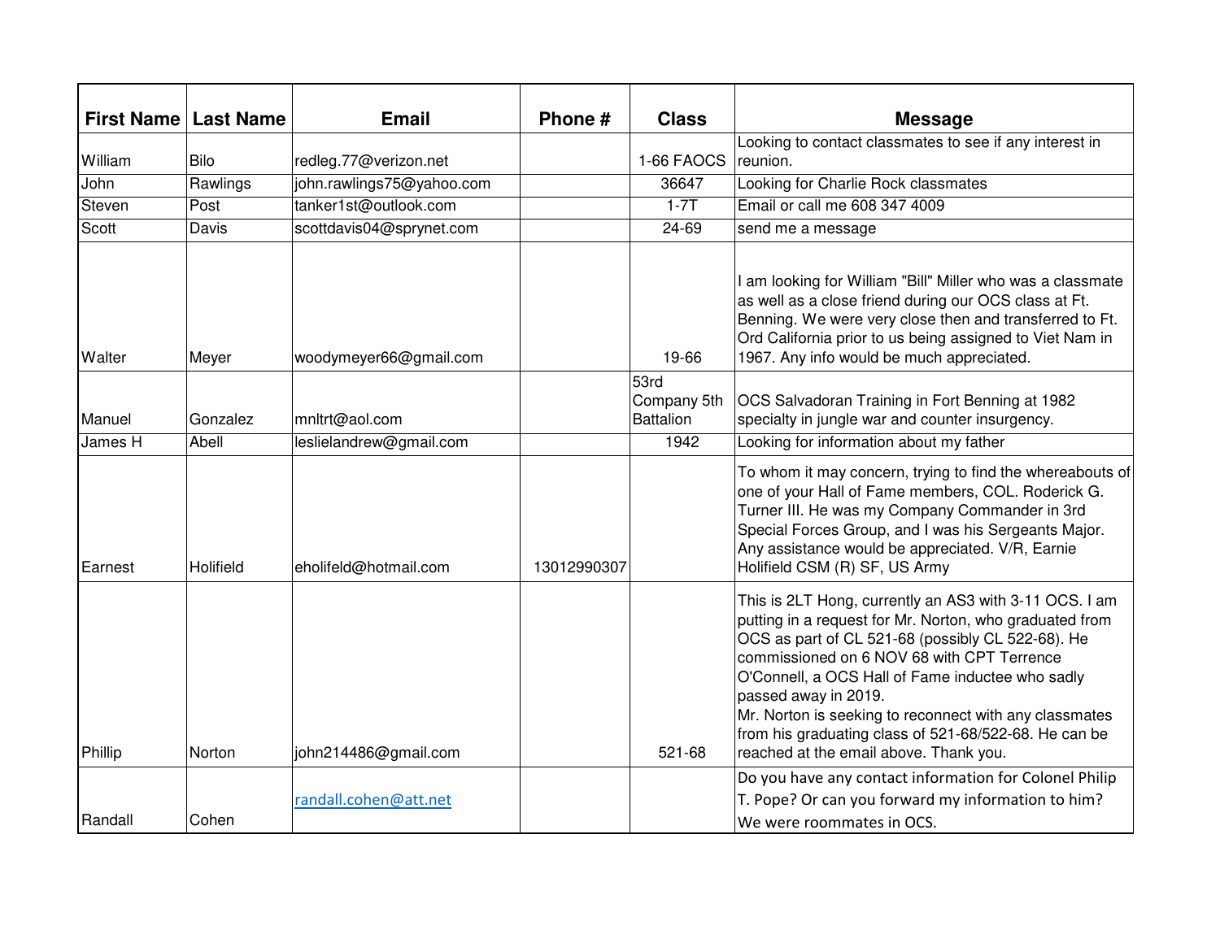| First Name | Last Name | Email | Phone # | Class | Message |
|---|---|---|---|---|---|
| William | Bilo | redleg.77@verizon.net | | 1-66 FAOCS | Looking to contact classmates to see if any interest in reunion. |
| John | Rawlings | john.rawlings75@yahoo.com | | 36647 | Looking for Charlie Rock classmates |
| Steven | Post | tanker1st@outlook.com | | 1-7T | Email or call me 608 347 4009 |
| Scott | Davis | scottdavis04@sprynet.com | | 24-69 | send me a message |
| Walter | Meyer | woodymeyer66@gmail.com | | 19-66 | I am looking for William "Bill" Miller who was a classmate as well as a close friend during our OCS class at Ft. Benning. We were very close then and transferred to Ft. Ord California prior to us being assigned to Viet Nam in 1967. Any info would be much appreciated. |
| Manuel | Gonzalez | mnltrt@aol.com | | 53rd Company 5th Battalion | OCS Salvadoran Training in Fort Benning at 1982 specialty in jungle war and counter insurgency. |
| James H | Abell | leslielandrew@gmail.com | | 1942 | Looking for information about my father |
| Earnest | Holifield | eholifeld@hotmail.com | 13012990307 | | To whom it may concern, trying to find the whereabouts of one of your Hall of Fame members, COL. Roderick G. Turner III. He was my Company Commander in 3rd Special Forces Group, and I was his Sergeants Major. Any assistance would be appreciated. V/R, Earnie Holifield CSM (R) SF, US Army |
| Phillip | Norton | john214486@gmail.com | | 521-68 | This is 2LT Hong, currently an AS3 with 3-11 OCS. I am putting in a request for Mr. Norton, who graduated from OCS as part of CL 521-68 (possibly CL 522-68). He commissioned on 6 NOV 68 with CPT Terrence O'Connell, a OCS Hall of Fame inductee who sadly passed away in 2019. Mr. Norton is seeking to reconnect with any classmates from his graduating class of 521-68/522-68. He can be reached at the email above. Thank you. |
| Randall | Cohen | randall.cohen@att.net | | | Do you have any contact information for Colonel Philip T. Pope? Or can you forward my information to him? We were roommates in OCS. |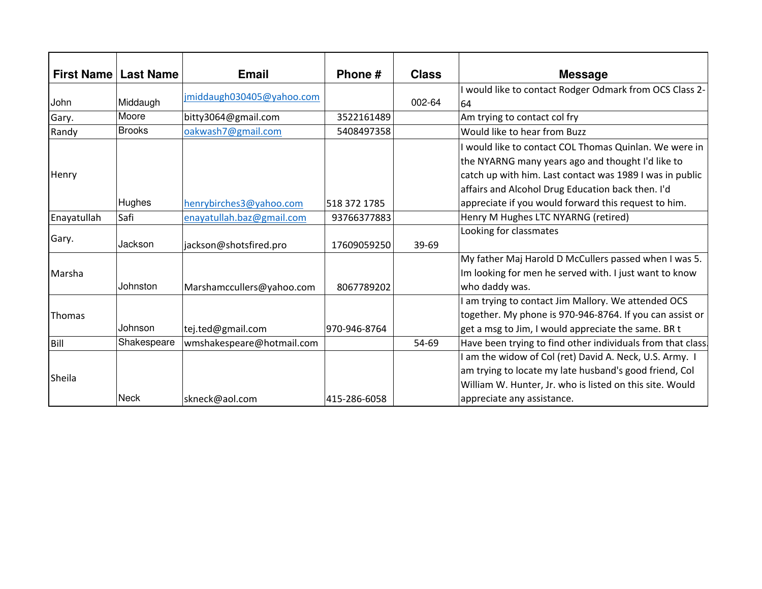| First Name | Last Name | Email | Phone # | Class | Message |
|---|---|---|---|---|---|
| John | Middaugh | jmiddaugh030405@yahoo.com | | 002-64 | I would like to contact Rodger Odmark from OCS Class 2-64 |
| Gary. | Moore | bitty3064@gmail.com | 3522161489 | | Am trying to contact col fry |
| Randy | Brooks | oakwash7@gmail.com | 5408497358 | | Would like to hear from Buzz |
| Henry | Hughes | henrybirches3@yahoo.com | 518 372 1785 | | I would like to contact COL Thomas Quinlan. We were in the NYARNG many years ago and thought I'd like to catch up with him. Last contact was 1989 I was in public affairs and Alcohol Drug Education back then. I'd appreciate if you would forward this request to him. |
| Enayatullah | Safi | enayatullah.baz@gmail.com | 93766377883 | | Henry M Hughes LTC NYARNG (retired) |
| Gary. | Jackson | jackson@shotsfired.pro | 17609059250 | 39-69 | Looking for classmates |
| Marsha | Johnston | Marshamccullers@yahoo.com | 8067789202 | | My father Maj Harold D McCullers passed when I was 5. Im looking for men he served with. I just want to know who daddy was. |
| Thomas | Johnson | tej.ted@gmail.com | 970-946-8764 | | I am trying to contact Jim Mallory. We attended OCS together. My phone is 970-946-8764. If you can assist or get a msg to Jim, I would appreciate the same. BR t |
| Bill | Shakespeare | wmshakespeare@hotmail.com | | 54-69 | Have been trying to find other individuals from that class. |
| Sheila | Neck | skneck@aol.com | 415-286-6058 | | I am the widow of Col (ret) David A. Neck, U.S. Army. I am trying to locate my late husband's good friend, Col William W. Hunter, Jr. who is listed on this site. Would appreciate any assistance. |